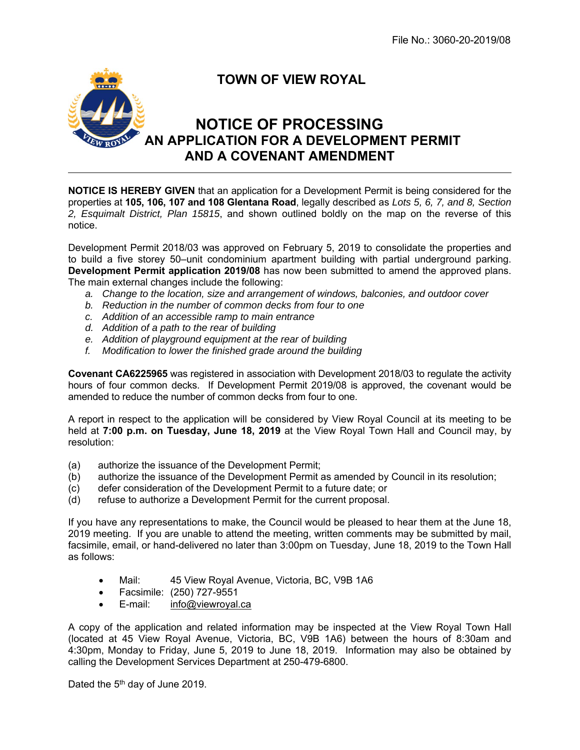File No.: 3060-20-2019/08

# TOWN OF VIEW ROYAL

## NOTICE OF PROCESSING AN APPLICATION FOR A DEVELOPMENT PERMIT AND A COVENANT AMENDMENT

**NOTICE IS HEREBY GIVEN** that an application for a Development Permit is being considered for the properties at **105, 106, 107 and 108 Glentana Road**, legally described as *Lots 5, 6, 7, and 8, Section 2, Esquimalt District, Plan 15815*, and shown outlined boldly on the map on the reverse of this notice.

Development Permit 2018/03 was approved on February 5, 2019 to consolidate the properties and to build a five storey 50–unit condominium apartment building with partial underground parking. **Development Permit application 2019/08** has now been submitted to amend the approved plans. The main external changes include the following:

- a. *Change to the location, size and arrangement of windows, balconies, and outdoor cover*
- b. *Reduction in the number of common decks from four to one*
- c. *Addition of an accessible ramp to main entrance*
- d. *Addition of a path to the rear of building*
- e. *Addition of playground equipment at the rear of building*
- f. *Modification to lower the finished grade around the building*

**Covenant CA6225965** was registered in association with Development 2018/03 to regulate the activity hours of four common decks. If Development Permit 2019/08 is approved, the covenant would be amended to reduce the number of common decks from four to one.

A report in respect to the application will be considered by View Royal Council at its meeting to be held at **7:00 p.m. on Tuesday, June 18, 2019** at the View Royal Town Hall and Council may, by resolution:

- (a) authorize the issuance of the Development Permit;
- (b) authorize the issuance of the Development Permit as amended by Council in its resolution;
- (c) defer consideration of the Development Permit to a future date; or
- (d) refuse to authorize a Development Permit for the current proposal.

If you have any representations to make, the Council would be pleased to hear them at the June 18, 2019 meeting. If you are unable to attend the meeting, written comments may be submitted by mail, facsimile, email, or hand-delivered no later than 3:00pm on Tuesday, June 18, 2019 to the Town Hall as follows:

- Mail: 45 View Royal Avenue, Victoria, BC, V9B 1A6
- Facsimile: (250) 727-9551
- E-mail: info@viewroyal.ca

A copy of the application and related information may be inspected at the View Royal Town Hall (located at 45 View Royal Avenue, Victoria, BC, V9B 1A6) between the hours of 8:30am and 4:30pm, Monday to Friday, June 5, 2019 to June 18, 2019. Information may also be obtained by calling the Development Services Department at 250-479-6800.

Dated the 5th day of June 2019.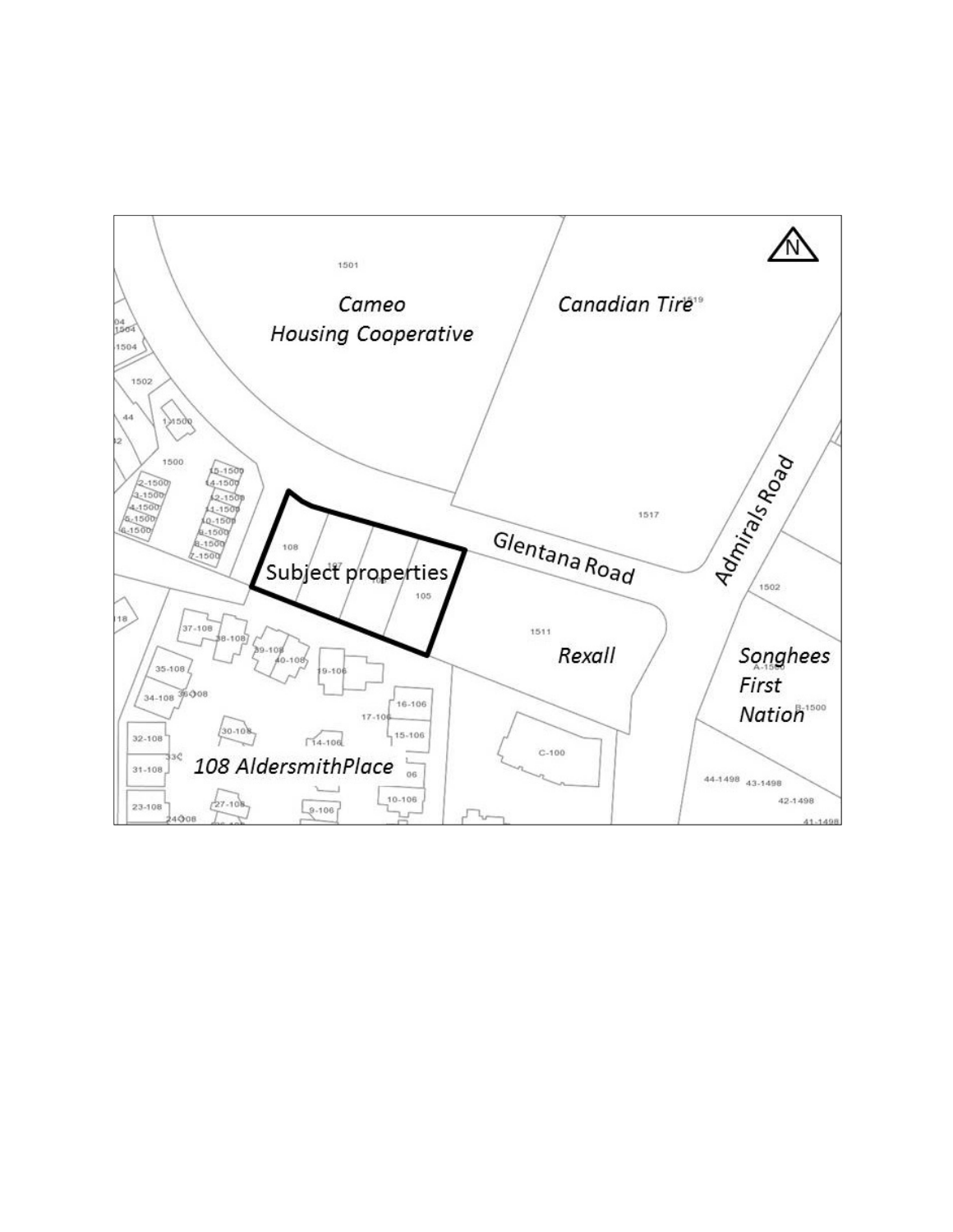N

1501

Cameo Housing Cooperative

Canadian Tire

1519

1517

Glentana Road

Admirals Road

1502

Subject properties

108

107

106

105

1511

Rexall

Songhees First Nation

A-1500

B-1500

108 AldersmithPlace

C-100

44-1498

43-1498

42-1498

41-1498